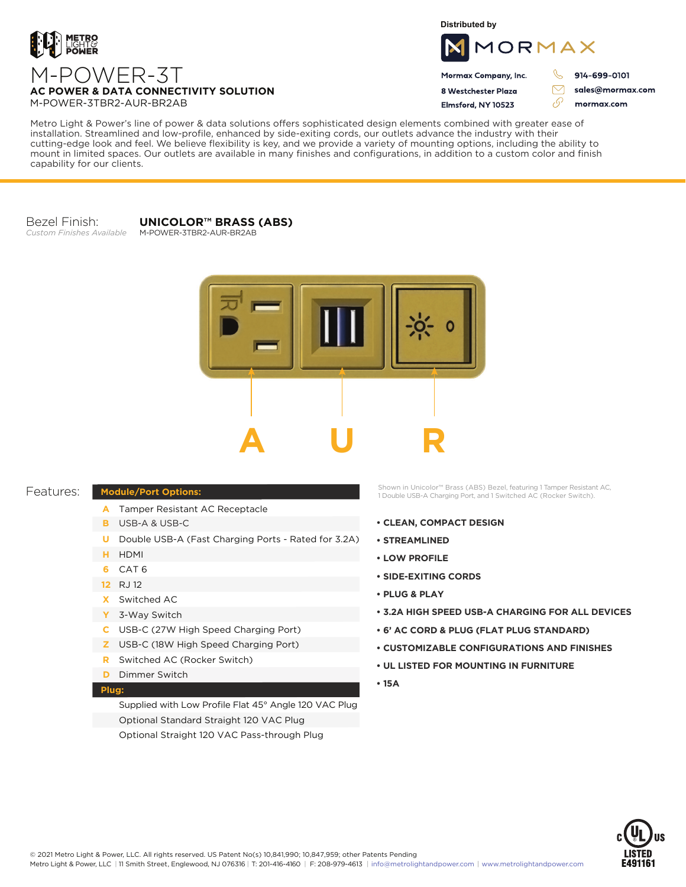METRO LIGHT & POWER

# M-POWER-3T

## AC POWER & DATA CONNECTIVITY SOLUTION

M-POWER-3TBR2-AUR-BR2AB

Distributed by

MORMAX

Mormax Company, Inc.
8 Westchester Plaza
Elmsford, NY 10523

914-699-0101
sales@mormax.com
mormax.com

Metro Light & Power's line of power & data solutions offers sophisticated design elements combined with greater ease of installation. Streamlined and low-profile, enhanced by side-exiting cords, our outlets advance the industry with their cutting-edge look and feel. We believe flexibility is key, and we provide a variety of mounting options, including the ability to mount in limited spaces. Our outlets are available in many finishes and configurations, in addition to a custom color and finish capability for our clients.

Bezel Finish: **UNICOLOR™ BRASS (ABS)**
*Custom Finishes Available* M-POWER-3TBR2-AUR-BR2AB

A U R

Features:

| Module/Port Options: | |
|---|---|
| A | Tamper Resistant AC Receptacle |
| B | USB-A & USB-C |
| U | Double USB-A (Fast Charging Ports - Rated for 3.2A) |
| H | HDMI |
| 6 | CAT 6 |
| 12 | RJ 12 |
| X | Switched AC |
| Y | 3-Way Switch |
| C | USB-C (27W High Speed Charging Port) |
| Z | USB-C (18W High Speed Charging Port) |
| R | Switched AC (Rocker Switch) |
| D | Dimmer Switch |
| **Plug:** | |
| | Supplied with Low Profile Flat 45° Angle 120 VAC Plug |
| | Optional Standard Straight 120 VAC Plug |
| | Optional Straight 120 VAC Pass-through Plug |

Shown in Unicolor™ Brass (ABS) Bezel, featuring 1 Tamper Resistant AC, 1 Double USB-A Charging Port, and 1 Switched AC (Rocker Switch).

- **CLEAN, COMPACT DESIGN**
- **STREAMLINED**
- **LOW PROFILE**
- **SIDE-EXITING CORDS**
- **PLUG & PLAY**
- **3.2A HIGH SPEED USB-A CHARGING FOR ALL DEVICES**
- **6' AC CORD & PLUG (FLAT PLUG STANDARD)**
- **CUSTOMIZABLE CONFIGURATIONS AND FINISHES**
- **UL LISTED FOR MOUNTING IN FURNITURE**
- **15A**

c UL us LISTED E491161

© 2021 Metro Light & Power, LLC. All rights reserved. US Patent No(s) 10,841,990; 10,847,959; other Patents Pending
Metro Light & Power, LLC | 11 Smith Street, Englewood, NJ 076316 | T: 201-416-4160 | F: 208-979-4613 | info@metrolightandpower.com | www.metrolightandpower.com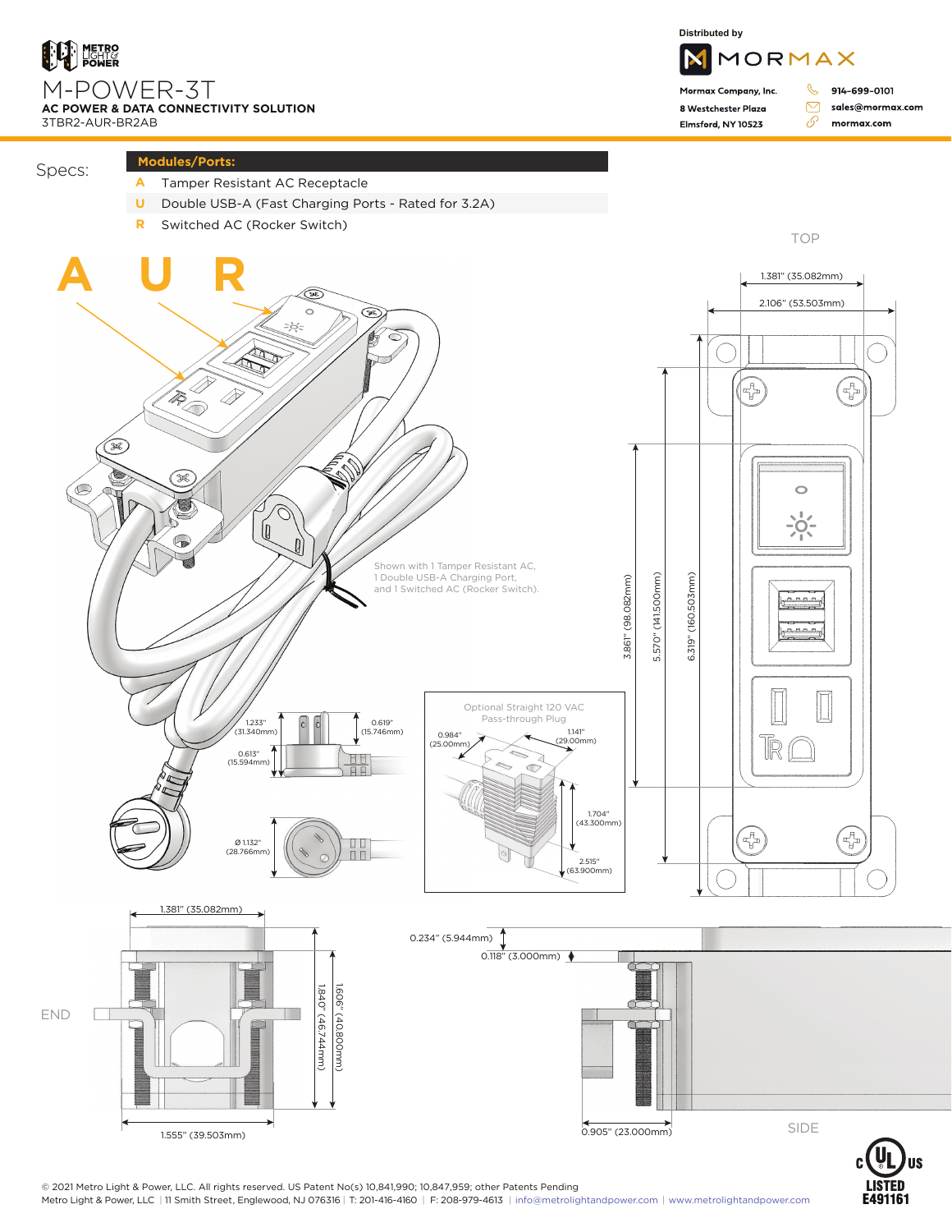METRO LIGHT & POWER

# M-POWER-3T

**AC POWER & DATA CONNECTIVITY SOLUTION**

3TBR2-AUR-BR2AB

Distributed by

MORMAX

Mormax Company, Inc.
8 Westchester Plaza
Elmsford, NY 10523

914-699-0101
sales@mormax.com
mormax.com

Specs:

**Modules/Ports:**

- **A** Tamper Resistant AC Receptacle
- **U** Double USB-A (Fast Charging Ports - Rated for 3.2A)
- **R** Switched AC (Rocker Switch)

A U R

Shown with 1 Tamper Resistant AC, 1 Double USB-A Charging Port, and 1 Switched AC (Rocker Switch).

1.233" (31.340mm)
0.619" (15.746mm)
0.613" (15.594mm)
Ø 1.132" (28.766mm)

Optional Straight 120 VAC Pass-through Plug

0.984" (25.00mm)
1.141" (29.00mm)
1.704" (43.300mm)
2.515" (63.900mm)

TOP

1.381" (35.082mm)
2.106" (53.503mm)
3.861" (98.082mm)
5.570" (141.500mm)
6.319" (160.503mm)

END

1.381" (35.082mm)
1.840" (46.744mm)
1.606" (40.800mm)
1.555" (39.503mm)

SIDE

0.234" (5.944mm)
0.118" (3.000mm)
0.905" (23.000mm)

© 2021 Metro Light & Power, LLC. All rights reserved. US Patent No(s) 10,841,990; 10,847,959; other Patents Pending
Metro Light & Power, LLC | 11 Smith Street, Englewood, NJ 076316 | T: 201-416-4160 | F: 208-979-4613 | info@metrolightandpower.com | www.metrolightandpower.com

c UL US LISTED E491161